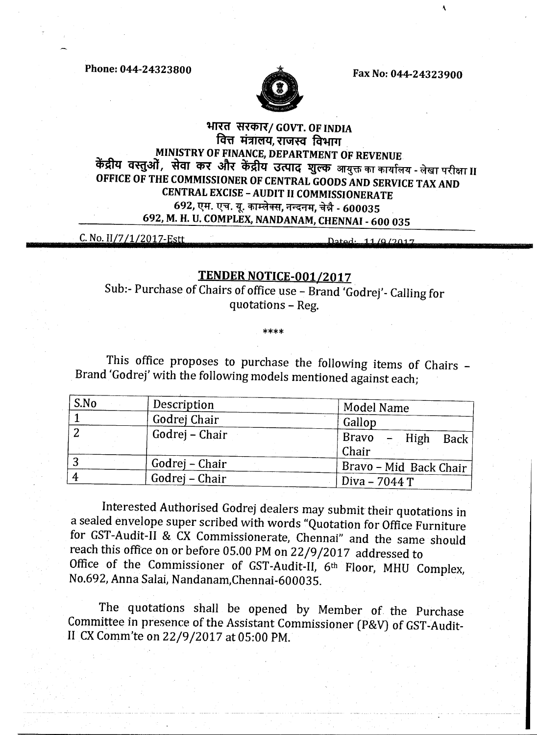Phone: 044-24323800 | Fax No: 044-24323900

**भारत सरकार/ GOVT. OF INDIA**
**वित्त मंत्रालय, राजस्व विभाग**
**MINISTRY OF FINANCE, DEPARTMENT OF REVENUE**
**केंद्रीय वस्तुओं, सेवा कर और केंद्रीय उत्पाद शुल्क आयुक्त का कार्यालय - लेखा परीक्षा II**
**OFFICE OF THE COMMISSIONER OF CENTRAL GOODS AND SERVICE TAX AND CENTRAL EXCISE – AUDIT II COMMISSIONERATE**
**692, एम. एच. यू. काम्प्लेक्स, नन्दनम, चेन्नै - 600035**
**692, M. H. U. COMPLEX, NANDANAM, CHENNAI - 600 035**

C. No. II/7/1/2017-Estt Dated: 11/9/2017

## TENDER NOTICE-001/2017

Sub:- Purchase of Chairs of office use – Brand 'Godrej'- Calling for quotations – Reg.

\*\*\*\*

This office proposes to purchase the following items of Chairs – Brand 'Godrej' with the following models mentioned against each;

| S.No | Description | Model Name |
|---|---|---|
| 1 | Godrej Chair | Gallop |
| 2 | Godrej – Chair | Bravo – High Back Chair |
| 3 | Godrej – Chair | Bravo – Mid Back Chair |
| 4 | Godrej – Chair | Diva – 7044 T |

Interested Authorised Godrej dealers may submit their quotations in a sealed envelope super scribed with words "Quotation for Office Furniture for GST-Audit-II & CX Commissionerate, Chennai" and the same should reach this office on or before 05.00 PM on 22/9/2017 addressed to Office of the Commissioner of GST-Audit-II, 6th Floor, MHU Complex, No.692, Anna Salai, Nandanam,Chennai-600035.

The quotations shall be opened by Member of the Purchase Committee in presence of the Assistant Commissioner (P&V) of GST-Audit-II CX Comm'te on 22/9/2017 at 05:00 PM.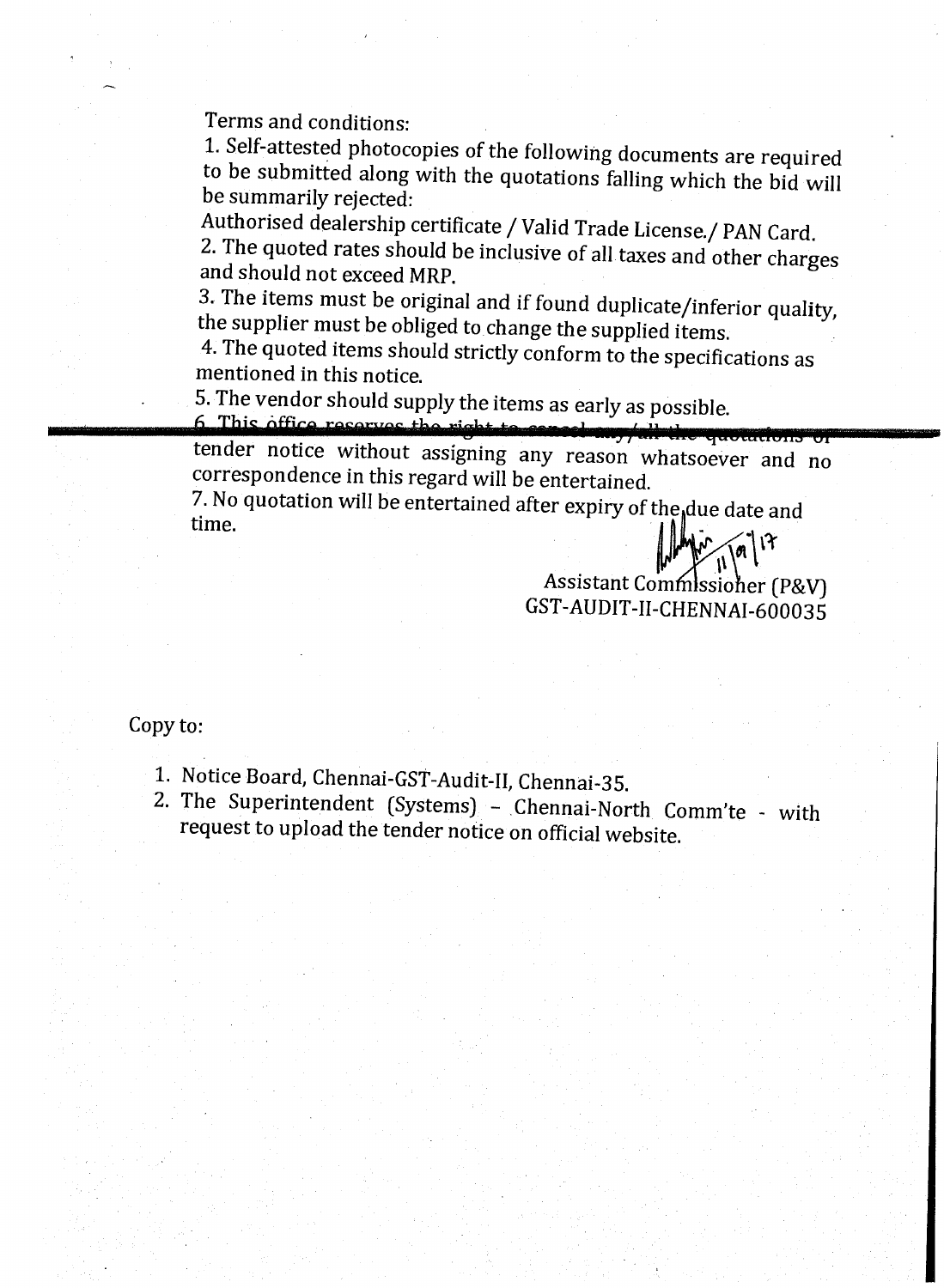Terms and conditions:

1. Self-attested photocopies of the following documents are required to be submitted along with the quotations falling which the bid will be summarily rejected:
   Authorised dealership certificate / Valid Trade License./ PAN Card.
2. The quoted rates should be inclusive of all taxes and other charges and should not exceed MRP.
3. The items must be original and if found duplicate/inferior quality, the supplier must be obliged to change the supplied items.
4. The quoted items should strictly conform to the specifications as mentioned in this notice.
5. The vendor should supply the items as early as possible.
6. This office reserves the right to cancel any/all the quotations or tender notice without assigning any reason whatsoever and no correspondence in this regard will be entertained.
7. No quotation will be entertained after expiry of the due date and time.

11/09/17

Assistant Commissioner (P&V)
GST-AUDIT-II-CHENNAI-600035

Copy to:

1. Notice Board, Chennai-GST-Audit-II, Chennai-35.
2. The Superintendent (Systems) - Chennai-North Comm'te - with request to upload the tender notice on official website.